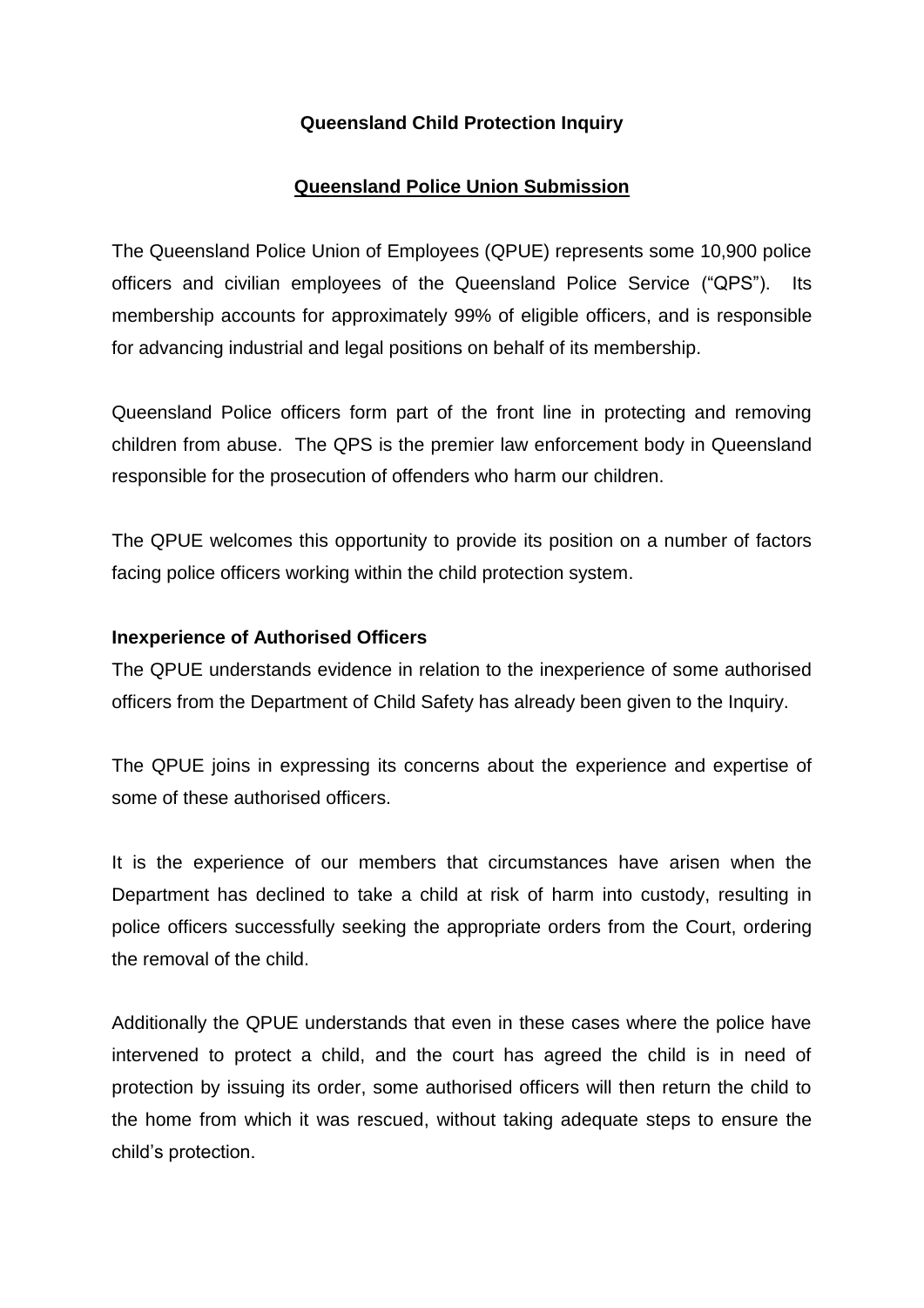# Queensland Child Protection Inquiry

## Queensland Police Union Submission

The Queensland Police Union of Employees (QPUE) represents some 10,900 police officers and civilian employees of the Queensland Police Service ("QPS"). Its membership accounts for approximately 99% of eligible officers, and is responsible for advancing industrial and legal positions on behalf of its membership.

Queensland Police officers form part of the front line in protecting and removing children from abuse. The QPS is the premier law enforcement body in Queensland responsible for the prosecution of offenders who harm our children.

The QPUE welcomes this opportunity to provide its position on a number of factors facing police officers working within the child protection system.

### Inexperience of Authorised Officers

The QPUE understands evidence in relation to the inexperience of some authorised officers from the Department of Child Safety has already been given to the Inquiry.

The QPUE joins in expressing its concerns about the experience and expertise of some of these authorised officers.

It is the experience of our members that circumstances have arisen when the Department has declined to take a child at risk of harm into custody, resulting in police officers successfully seeking the appropriate orders from the Court, ordering the removal of the child.

Additionally the QPUE understands that even in these cases where the police have intervened to protect a child, and the court has agreed the child is in need of protection by issuing its order, some authorised officers will then return the child to the home from which it was rescued, without taking adequate steps to ensure the child's protection.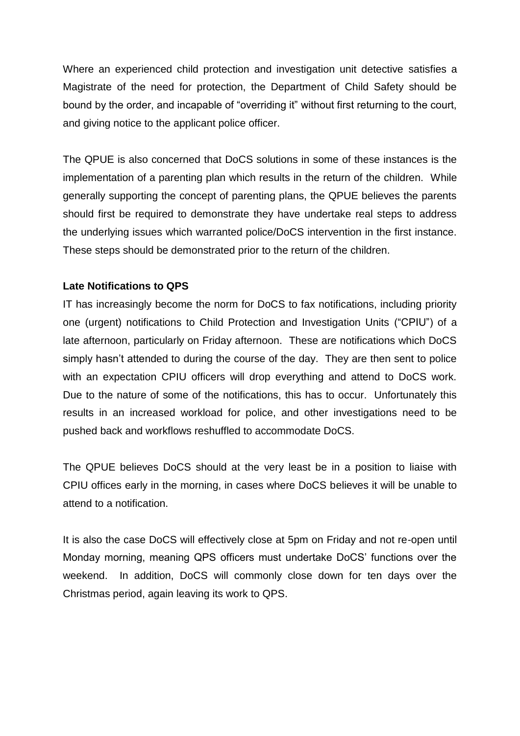Where an experienced child protection and investigation unit detective satisfies a Magistrate of the need for protection, the Department of Child Safety should be bound by the order, and incapable of "overriding it" without first returning to the court, and giving notice to the applicant police officer.

The QPUE is also concerned that DoCS solutions in some of these instances is the implementation of a parenting plan which results in the return of the children. While generally supporting the concept of parenting plans, the QPUE believes the parents should first be required to demonstrate they have undertake real steps to address the underlying issues which warranted police/DoCS intervention in the first instance. These steps should be demonstrated prior to the return of the children.

**Late Notifications to QPS**

IT has increasingly become the norm for DoCS to fax notifications, including priority one (urgent) notifications to Child Protection and Investigation Units ("CPIU") of a late afternoon, particularly on Friday afternoon. These are notifications which DoCS simply hasn't attended to during the course of the day. They are then sent to police with an expectation CPIU officers will drop everything and attend to DoCS work. Due to the nature of some of the notifications, this has to occur. Unfortunately this results in an increased workload for police, and other investigations need to be pushed back and workflows reshuffled to accommodate DoCS.

The QPUE believes DoCS should at the very least be in a position to liaise with CPIU offices early in the morning, in cases where DoCS believes it will be unable to attend to a notification.

It is also the case DoCS will effectively close at 5pm on Friday and not re-open until Monday morning, meaning QPS officers must undertake DoCS' functions over the weekend. In addition, DoCS will commonly close down for ten days over the Christmas period, again leaving its work to QPS.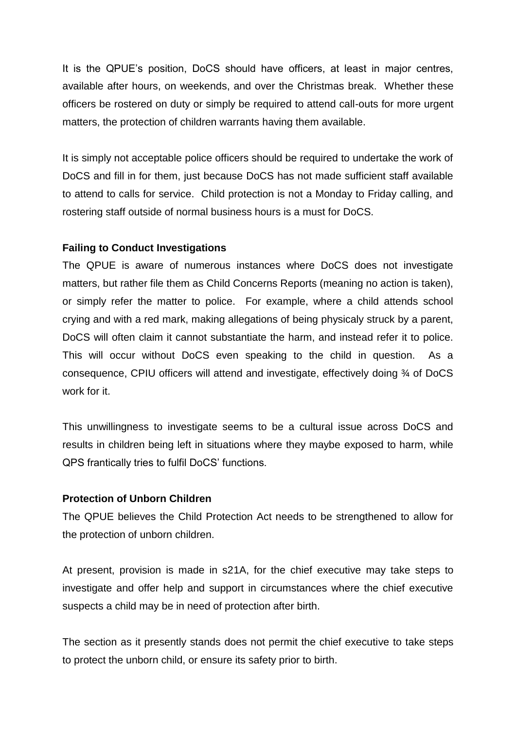It is the QPUE's position, DoCS should have officers, at least in major centres, available after hours, on weekends, and over the Christmas break. Whether these officers be rostered on duty or simply be required to attend call-outs for more urgent matters, the protection of children warrants having them available.

It is simply not acceptable police officers should be required to undertake the work of DoCS and fill in for them, just because DoCS has not made sufficient staff available to attend to calls for service. Child protection is not a Monday to Friday calling, and rostering staff outside of normal business hours is a must for DoCS.

**Failing to Conduct Investigations**

The QPUE is aware of numerous instances where DoCS does not investigate matters, but rather file them as Child Concerns Reports (meaning no action is taken), or simply refer the matter to police. For example, where a child attends school crying and with a red mark, making allegations of being physicaly struck by a parent, DoCS will often claim it cannot substantiate the harm, and instead refer it to police. This will occur without DoCS even speaking to the child in question. As a consequence, CPIU officers will attend and investigate, effectively doing ¾ of DoCS work for it.

This unwillingness to investigate seems to be a cultural issue across DoCS and results in children being left in situations where they maybe exposed to harm, while QPS frantically tries to fulfil DoCS' functions.

**Protection of Unborn Children**

The QPUE believes the Child Protection Act needs to be strengthened to allow for the protection of unborn children.

At present, provision is made in s21A, for the chief executive may take steps to investigate and offer help and support in circumstances where the chief executive suspects a child may be in need of protection after birth.

The section as it presently stands does not permit the chief executive to take steps to protect the unborn child, or ensure its safety prior to birth.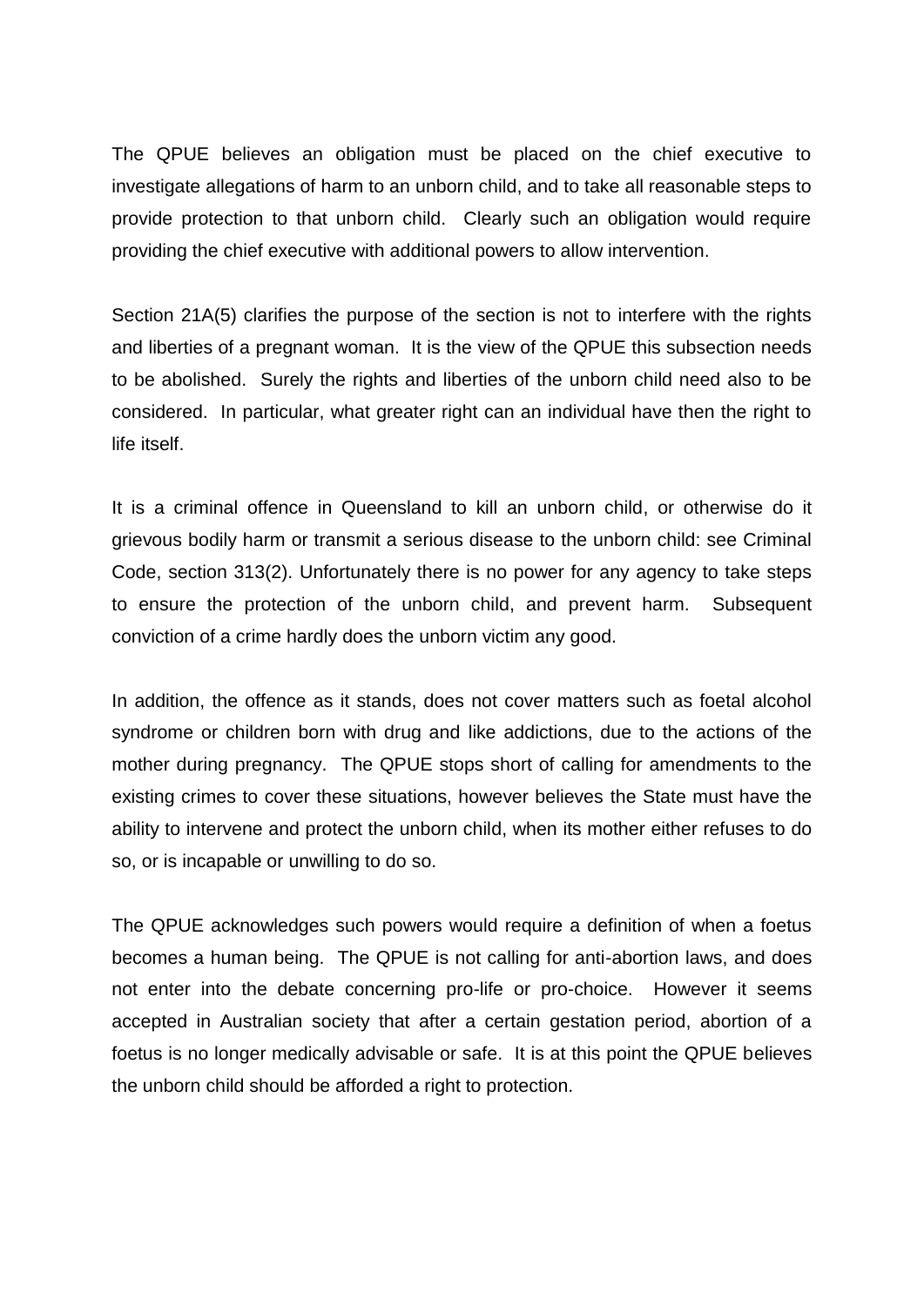The QPUE believes an obligation must be placed on the chief executive to investigate allegations of harm to an unborn child, and to take all reasonable steps to provide protection to that unborn child. Clearly such an obligation would require providing the chief executive with additional powers to allow intervention.

Section 21A(5) clarifies the purpose of the section is not to interfere with the rights and liberties of a pregnant woman. It is the view of the QPUE this subsection needs to be abolished. Surely the rights and liberties of the unborn child need also to be considered. In particular, what greater right can an individual have then the right to life itself.

It is a criminal offence in Queensland to kill an unborn child, or otherwise do it grievous bodily harm or transmit a serious disease to the unborn child: see Criminal Code, section 313(2). Unfortunately there is no power for any agency to take steps to ensure the protection of the unborn child, and prevent harm. Subsequent conviction of a crime hardly does the unborn victim any good.

In addition, the offence as it stands, does not cover matters such as foetal alcohol syndrome or children born with drug and like addictions, due to the actions of the mother during pregnancy. The QPUE stops short of calling for amendments to the existing crimes to cover these situations, however believes the State must have the ability to intervene and protect the unborn child, when its mother either refuses to do so, or is incapable or unwilling to do so.

The QPUE acknowledges such powers would require a definition of when a foetus becomes a human being. The QPUE is not calling for anti-abortion laws, and does not enter into the debate concerning pro-life or pro-choice. However it seems accepted in Australian society that after a certain gestation period, abortion of a foetus is no longer medically advisable or safe. It is at this point the QPUE believes the unborn child should be afforded a right to protection.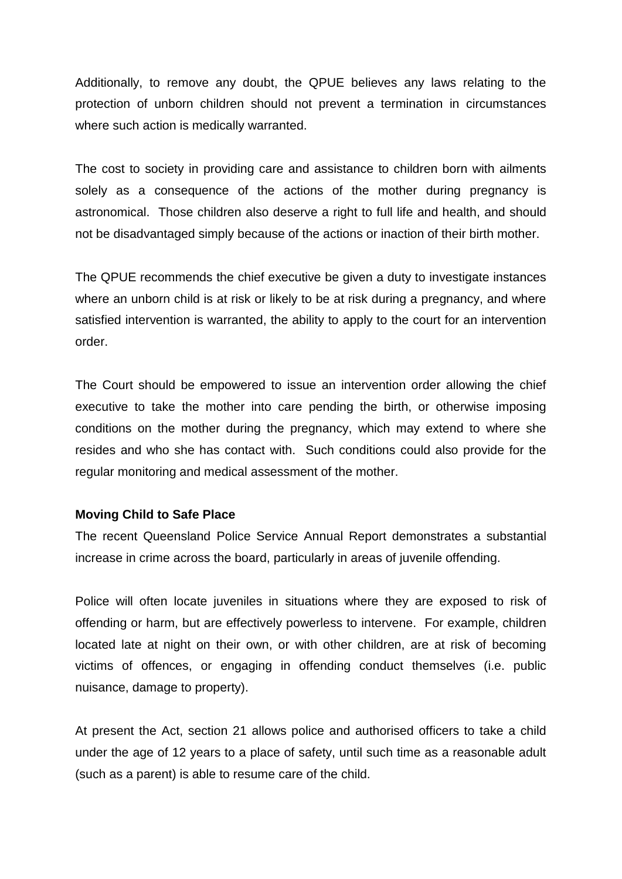Additionally, to remove any doubt, the QPUE believes any laws relating to the protection of unborn children should not prevent a termination in circumstances where such action is medically warranted.

The cost to society in providing care and assistance to children born with ailments solely as a consequence of the actions of the mother during pregnancy is astronomical. Those children also deserve a right to full life and health, and should not be disadvantaged simply because of the actions or inaction of their birth mother.

The QPUE recommends the chief executive be given a duty to investigate instances where an unborn child is at risk or likely to be at risk during a pregnancy, and where satisfied intervention is warranted, the ability to apply to the court for an intervention order.

The Court should be empowered to issue an intervention order allowing the chief executive to take the mother into care pending the birth, or otherwise imposing conditions on the mother during the pregnancy, which may extend to where she resides and who she has contact with. Such conditions could also provide for the regular monitoring and medical assessment of the mother.

**Moving Child to Safe Place**

The recent Queensland Police Service Annual Report demonstrates a substantial increase in crime across the board, particularly in areas of juvenile offending.

Police will often locate juveniles in situations where they are exposed to risk of offending or harm, but are effectively powerless to intervene. For example, children located late at night on their own, or with other children, are at risk of becoming victims of offences, or engaging in offending conduct themselves (i.e. public nuisance, damage to property).

At present the Act, section 21 allows police and authorised officers to take a child under the age of 12 years to a place of safety, until such time as a reasonable adult (such as a parent) is able to resume care of the child.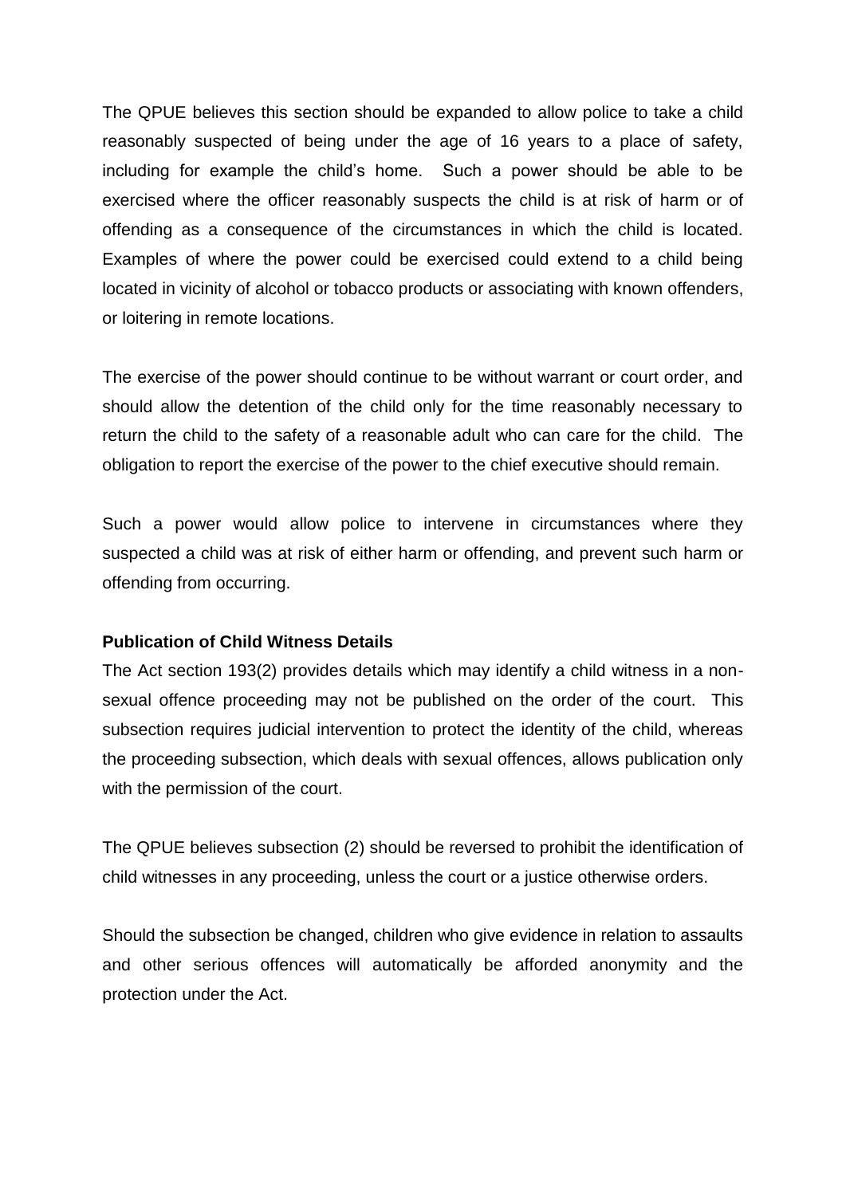The QPUE believes this section should be expanded to allow police to take a child reasonably suspected of being under the age of 16 years to a place of safety, including for example the child's home. Such a power should be able to be exercised where the officer reasonably suspects the child is at risk of harm or of offending as a consequence of the circumstances in which the child is located. Examples of where the power could be exercised could extend to a child being located in vicinity of alcohol or tobacco products or associating with known offenders, or loitering in remote locations.

The exercise of the power should continue to be without warrant or court order, and should allow the detention of the child only for the time reasonably necessary to return the child to the safety of a reasonable adult who can care for the child. The obligation to report the exercise of the power to the chief executive should remain.

Such a power would allow police to intervene in circumstances where they suspected a child was at risk of either harm or offending, and prevent such harm or offending from occurring.

**Publication of Child Witness Details**

The Act section 193(2) provides details which may identify a child witness in a non-sexual offence proceeding may not be published on the order of the court. This subsection requires judicial intervention to protect the identity of the child, whereas the proceeding subsection, which deals with sexual offences, allows publication only with the permission of the court.

The QPUE believes subsection (2) should be reversed to prohibit the identification of child witnesses in any proceeding, unless the court or a justice otherwise orders.

Should the subsection be changed, children who give evidence in relation to assaults and other serious offences will automatically be afforded anonymity and the protection under the Act.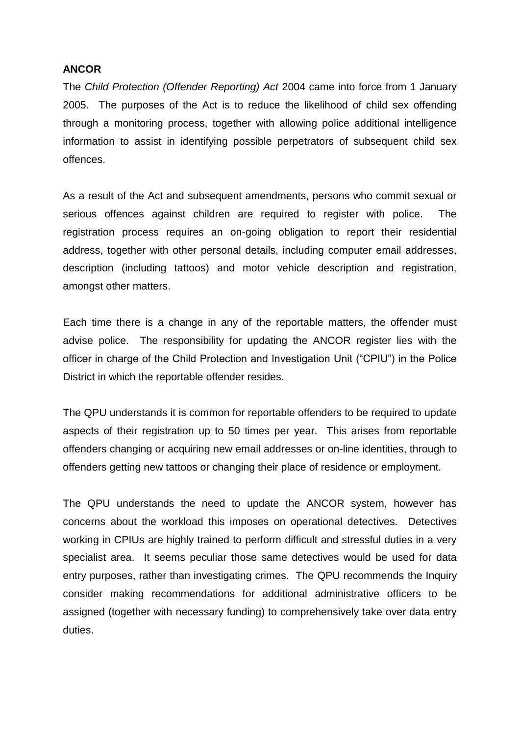**ANCOR**

The *Child Protection (Offender Reporting) Act* 2004 came into force from 1 January 2005. The purposes of the Act is to reduce the likelihood of child sex offending through a monitoring process, together with allowing police additional intelligence information to assist in identifying possible perpetrators of subsequent child sex offences.

As a result of the Act and subsequent amendments, persons who commit sexual or serious offences against children are required to register with police. The registration process requires an on-going obligation to report their residential address, together with other personal details, including computer email addresses, description (including tattoos) and motor vehicle description and registration, amongst other matters.

Each time there is a change in any of the reportable matters, the offender must advise police. The responsibility for updating the ANCOR register lies with the officer in charge of the Child Protection and Investigation Unit ("CPIU") in the Police District in which the reportable offender resides.

The QPU understands it is common for reportable offenders to be required to update aspects of their registration up to 50 times per year. This arises from reportable offenders changing or acquiring new email addresses or on-line identities, through to offenders getting new tattoos or changing their place of residence or employment.

The QPU understands the need to update the ANCOR system, however has concerns about the workload this imposes on operational detectives. Detectives working in CPIUs are highly trained to perform difficult and stressful duties in a very specialist area. It seems peculiar those same detectives would be used for data entry purposes, rather than investigating crimes. The QPU recommends the Inquiry consider making recommendations for additional administrative officers to be assigned (together with necessary funding) to comprehensively take over data entry duties.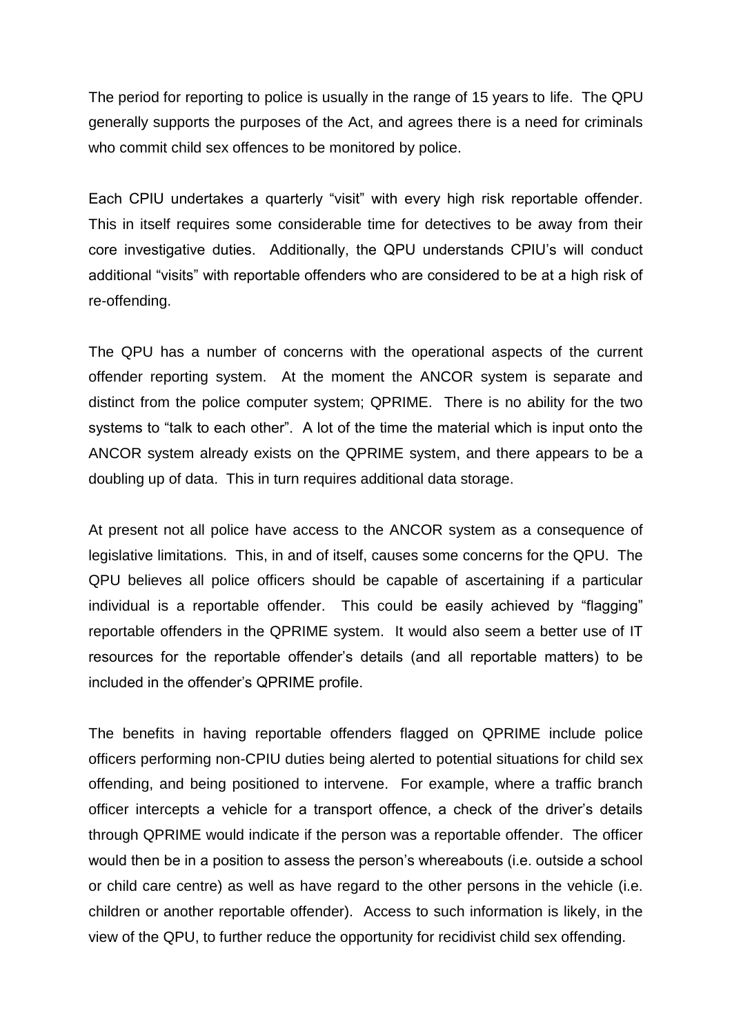The period for reporting to police is usually in the range of 15 years to life. The QPU generally supports the purposes of the Act, and agrees there is a need for criminals who commit child sex offences to be monitored by police.

Each CPIU undertakes a quarterly "visit" with every high risk reportable offender. This in itself requires some considerable time for detectives to be away from their core investigative duties. Additionally, the QPU understands CPIU's will conduct additional "visits" with reportable offenders who are considered to be at a high risk of re-offending.

The QPU has a number of concerns with the operational aspects of the current offender reporting system. At the moment the ANCOR system is separate and distinct from the police computer system; QPRIME. There is no ability for the two systems to "talk to each other". A lot of the time the material which is input onto the ANCOR system already exists on the QPRIME system, and there appears to be a doubling up of data. This in turn requires additional data storage.

At present not all police have access to the ANCOR system as a consequence of legislative limitations. This, in and of itself, causes some concerns for the QPU. The QPU believes all police officers should be capable of ascertaining if a particular individual is a reportable offender. This could be easily achieved by "flagging" reportable offenders in the QPRIME system. It would also seem a better use of IT resources for the reportable offender's details (and all reportable matters) to be included in the offender's QPRIME profile.

The benefits in having reportable offenders flagged on QPRIME include police officers performing non-CPIU duties being alerted to potential situations for child sex offending, and being positioned to intervene. For example, where a traffic branch officer intercepts a vehicle for a transport offence, a check of the driver's details through QPRIME would indicate if the person was a reportable offender. The officer would then be in a position to assess the person's whereabouts (i.e. outside a school or child care centre) as well as have regard to the other persons in the vehicle (i.e. children or another reportable offender). Access to such information is likely, in the view of the QPU, to further reduce the opportunity for recidivist child sex offending.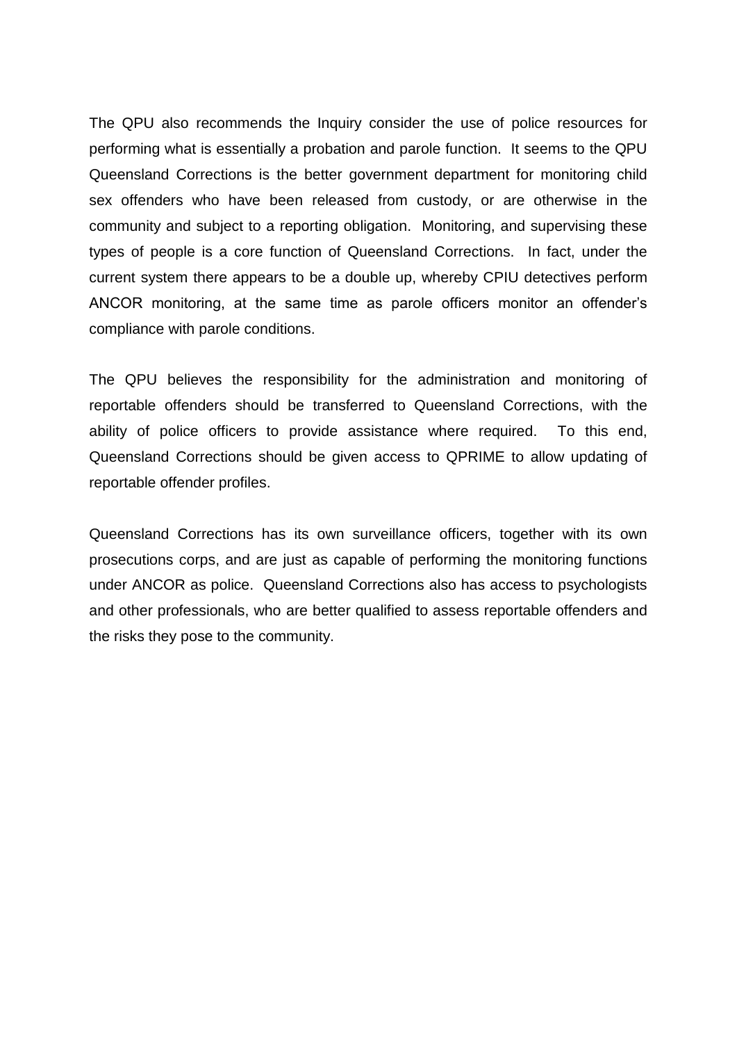The QPU also recommends the Inquiry consider the use of police resources for performing what is essentially a probation and parole function. It seems to the QPU Queensland Corrections is the better government department for monitoring child sex offenders who have been released from custody, or are otherwise in the community and subject to a reporting obligation. Monitoring, and supervising these types of people is a core function of Queensland Corrections. In fact, under the current system there appears to be a double up, whereby CPIU detectives perform ANCOR monitoring, at the same time as parole officers monitor an offender's compliance with parole conditions.

The QPU believes the responsibility for the administration and monitoring of reportable offenders should be transferred to Queensland Corrections, with the ability of police officers to provide assistance where required. To this end, Queensland Corrections should be given access to QPRIME to allow updating of reportable offender profiles.

Queensland Corrections has its own surveillance officers, together with its own prosecutions corps, and are just as capable of performing the monitoring functions under ANCOR as police. Queensland Corrections also has access to psychologists and other professionals, who are better qualified to assess reportable offenders and the risks they pose to the community.